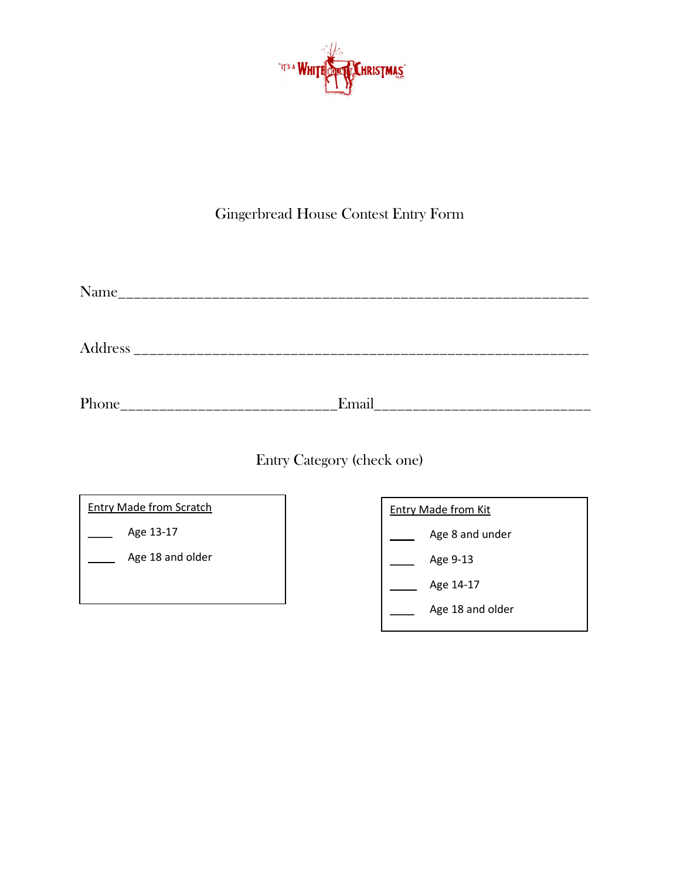"IT'S A WHITE COUNTY CHRISTMAS"

# Gingerbread House Contest Entry Form

Name_____________________________________________________________

Address ___________________________________________________________

Phone___________________________Email___________________________

## Entry Category (check one)

**Entry Made from Scratch**

____ Age 13-17

____ Age 18 and older

**Entry Made from Kit**

____ Age 8 and under

____ Age 9-13

____ Age 14-17

____ Age 18 and older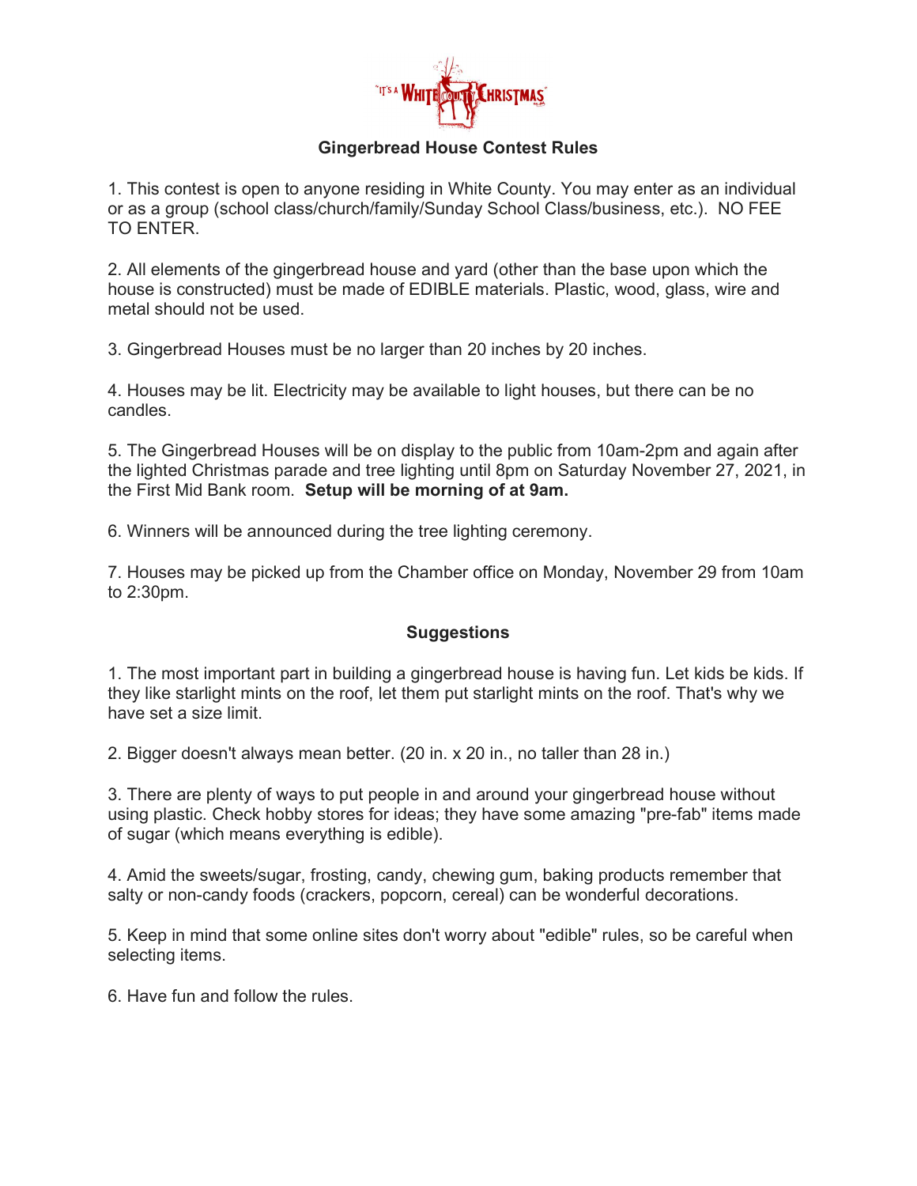"IT'S A WHITE COUNTY CHRISTMAS"

## Gingerbread House Contest Rules

1. This contest is open to anyone residing in White County. You may enter as an individual or as a group (school class/church/family/Sunday School Class/business, etc.). NO FEE TO ENTER.

2. All elements of the gingerbread house and yard (other than the base upon which the house is constructed) must be made of EDIBLE materials. Plastic, wood, glass, wire and metal should not be used.

3. Gingerbread Houses must be no larger than 20 inches by 20 inches.

4. Houses may be lit. Electricity may be available to light houses, but there can be no candles.

5. The Gingerbread Houses will be on display to the public from 10am-2pm and again after the lighted Christmas parade and tree lighting until 8pm on Saturday November 27, 2021, in the First Mid Bank room. **Setup will be morning of at 9am.**

6. Winners will be announced during the tree lighting ceremony.

7. Houses may be picked up from the Chamber office on Monday, November 29 from 10am to 2:30pm.

## Suggestions

1. The most important part in building a gingerbread house is having fun. Let kids be kids. If they like starlight mints on the roof, let them put starlight mints on the roof. That's why we have set a size limit.

2. Bigger doesn't always mean better. (20 in. x 20 in., no taller than 28 in.)

3. There are plenty of ways to put people in and around your gingerbread house without using plastic. Check hobby stores for ideas; they have some amazing "pre-fab" items made of sugar (which means everything is edible).

4. Amid the sweets/sugar, frosting, candy, chewing gum, baking products remember that salty or non-candy foods (crackers, popcorn, cereal) can be wonderful decorations.

5. Keep in mind that some online sites don't worry about "edible" rules, so be careful when selecting items.

6. Have fun and follow the rules.